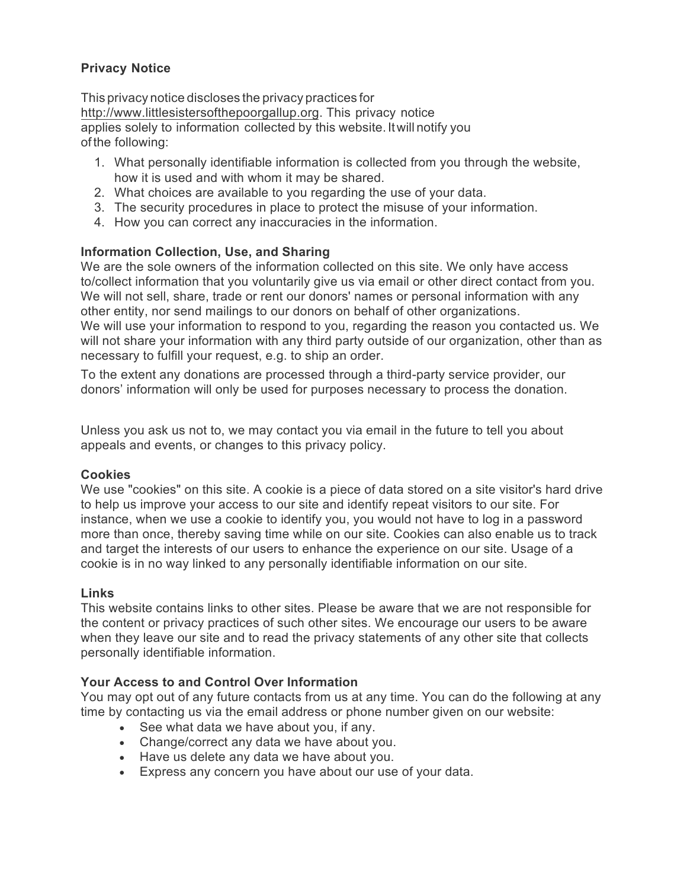**Privacy Notice**

This privacy notice discloses the privacy practices for http://www.littlesistersofthepoorgallup.org. This privacy notice applies solely to information collected by this website. It will notify you of the following:

1. What personally identifiable information is collected from you through the website, how it is used and with whom it may be shared.
2. What choices are available to you regarding the use of your data.
3. The security procedures in place to protect the misuse of your information.
4. How you can correct any inaccuracies in the information.

**Information Collection, Use, and Sharing**

We are the sole owners of the information collected on this site. We only have access to/collect information that you voluntarily give us via email or other direct contact from you. We will not sell, share, trade or rent our donors' names or personal information with any other entity, nor send mailings to our donors on behalf of other organizations.

We will use your information to respond to you, regarding the reason you contacted us. We will not share your information with any third party outside of our organization, other than as necessary to fulfill your request, e.g. to ship an order.

To the extent any donations are processed through a third-party service provider, our donors' information will only be used for purposes necessary to process the donation.

Unless you ask us not to, we may contact you via email in the future to tell you about appeals and events, or changes to this privacy policy.

**Cookies**

We use "cookies" on this site. A cookie is a piece of data stored on a site visitor's hard drive to help us improve your access to our site and identify repeat visitors to our site. For instance, when we use a cookie to identify you, you would not have to log in a password more than once, thereby saving time while on our site. Cookies can also enable us to track and target the interests of our users to enhance the experience on our site. Usage of a cookie is in no way linked to any personally identifiable information on our site.

**Links**

This website contains links to other sites. Please be aware that we are not responsible for the content or privacy practices of such other sites. We encourage our users to be aware when they leave our site and to read the privacy statements of any other site that collects personally identifiable information.

**Your Access to and Control Over Information**

You may opt out of any future contacts from us at any time. You can do the following at any time by contacting us via the email address or phone number given on our website:

- See what data we have about you, if any.
- Change/correct any data we have about you.
- Have us delete any data we have about you.
- Express any concern you have about our use of your data.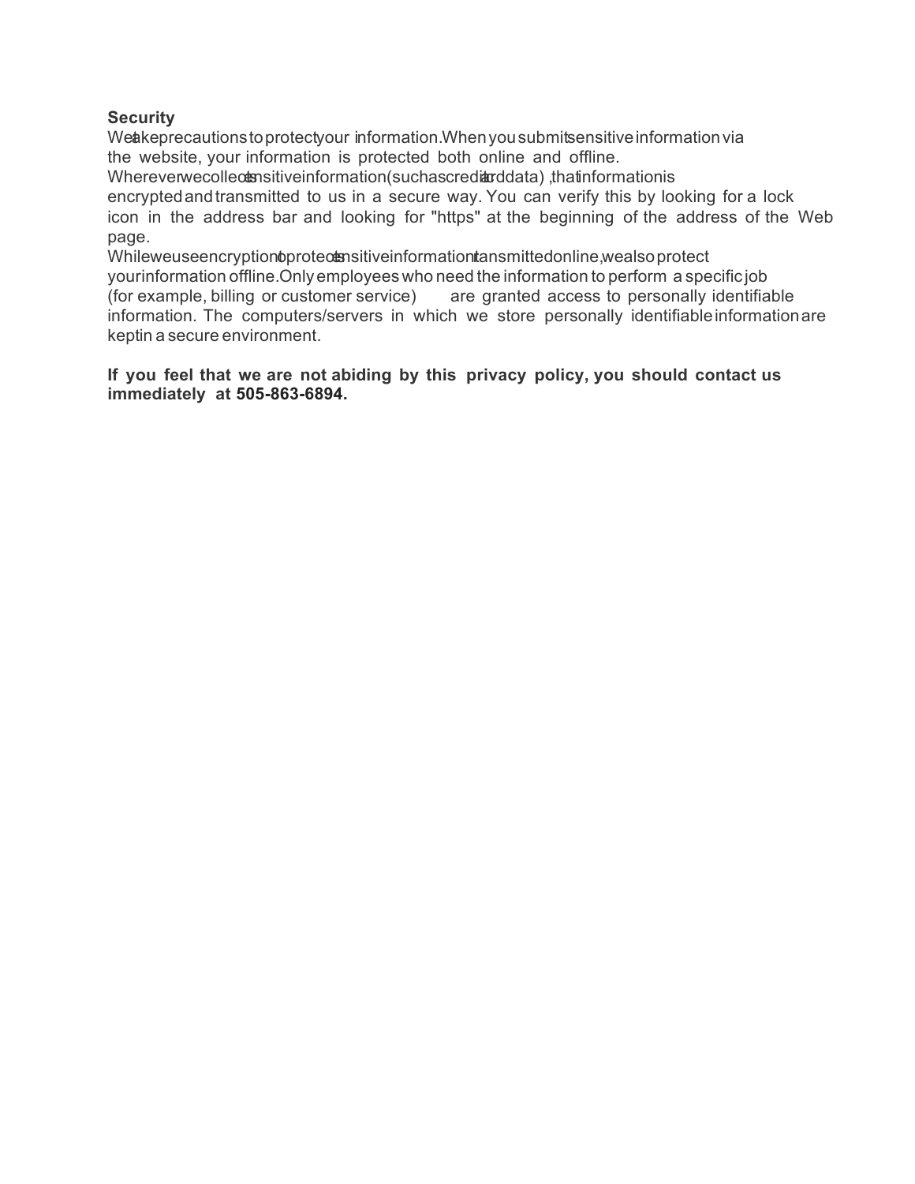**Security**

We take precautions to protect your information. When you submit sensitive information via the website, your information is protected both online and offline.

Wherever we collect sensitive information (such as credit card data), that information is encrypted and transmitted to us in a secure way. You can verify this by looking for a lock icon in the address bar and looking for "https" at the beginning of the address of the Web page.

While we use encryption to protect sensitive information transmitted online, we also protect your information offline. Only employees who need the information to perform a specific job (for example, billing or customer service) are granted access to personally identifiable information. The computers/servers in which we store personally identifiable information are kept in a secure environment.

**If you feel that we are not abiding by this privacy policy, you should contact us immediately at 505-863-6894.**